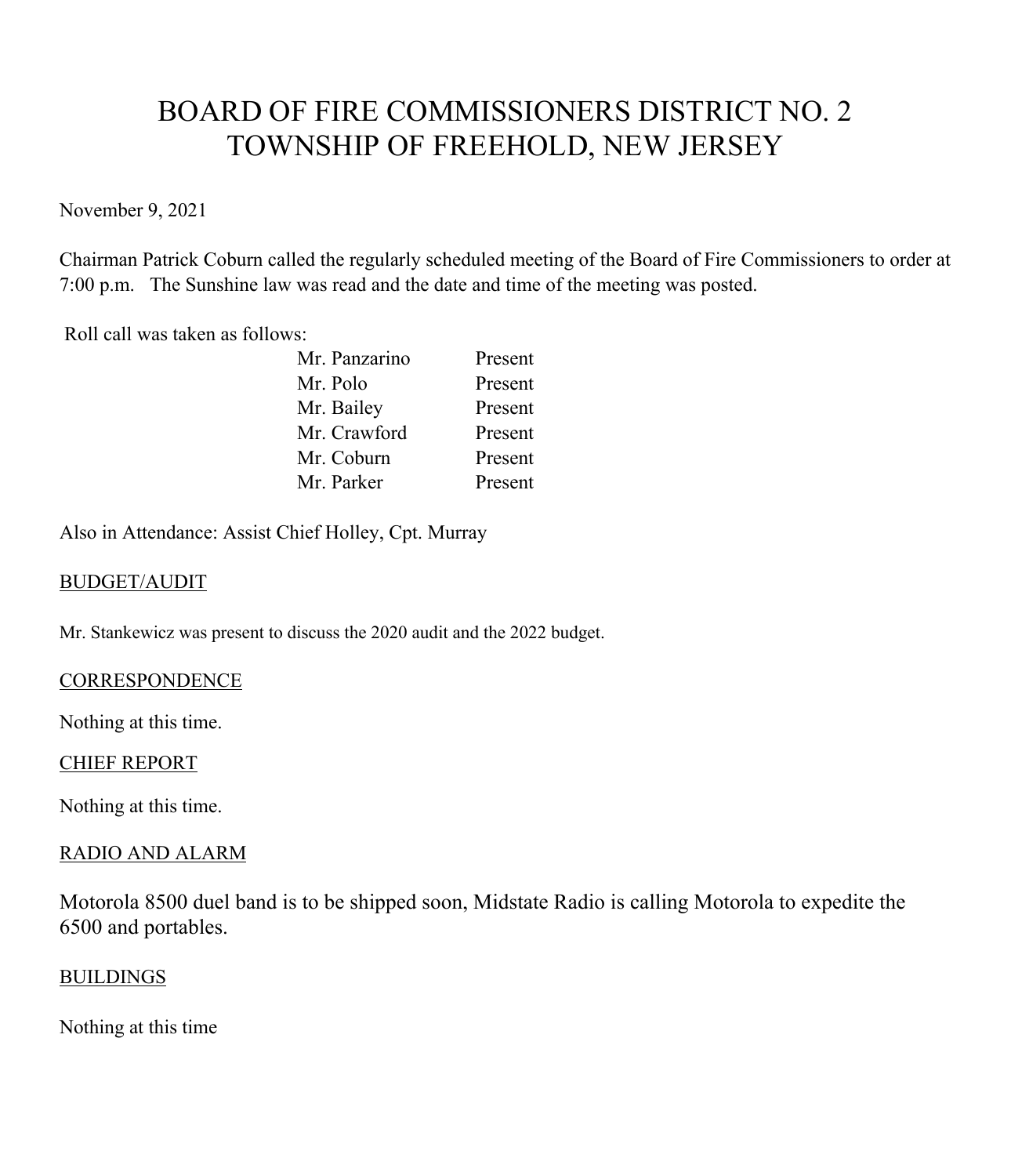# BOARD OF FIRE COMMISSIONERS DISTRICT NO. 2
# TOWNSHIP OF FREEHOLD, NEW JERSEY

November 9, 2021

Chairman Patrick Coburn called the regularly scheduled meeting of the Board of Fire Commissioners to order at 7:00 p.m. The Sunshine law was read and the date and time of the meeting was posted.

Roll call was taken as follows:

| | |
|---|---|
| Mr. Panzarino | Present |
| Mr. Polo | Present |
| Mr. Bailey | Present |
| Mr. Crawford | Present |
| Mr. Coburn | Present |
| Mr. Parker | Present |

Also in Attendance: Assist Chief Holley, Cpt. Murray

## BUDGET/AUDIT

Mr. Stankewicz was present to discuss the 2020 audit and the 2022 budget.

## CORRESPONDENCE

Nothing at this time.

## CHIEF REPORT

Nothing at this time.

## RADIO AND ALARM

Motorola 8500 duel band is to be shipped soon, Midstate Radio is calling Motorola to expedite the 6500 and portables.

## BUILDINGS

Nothing at this time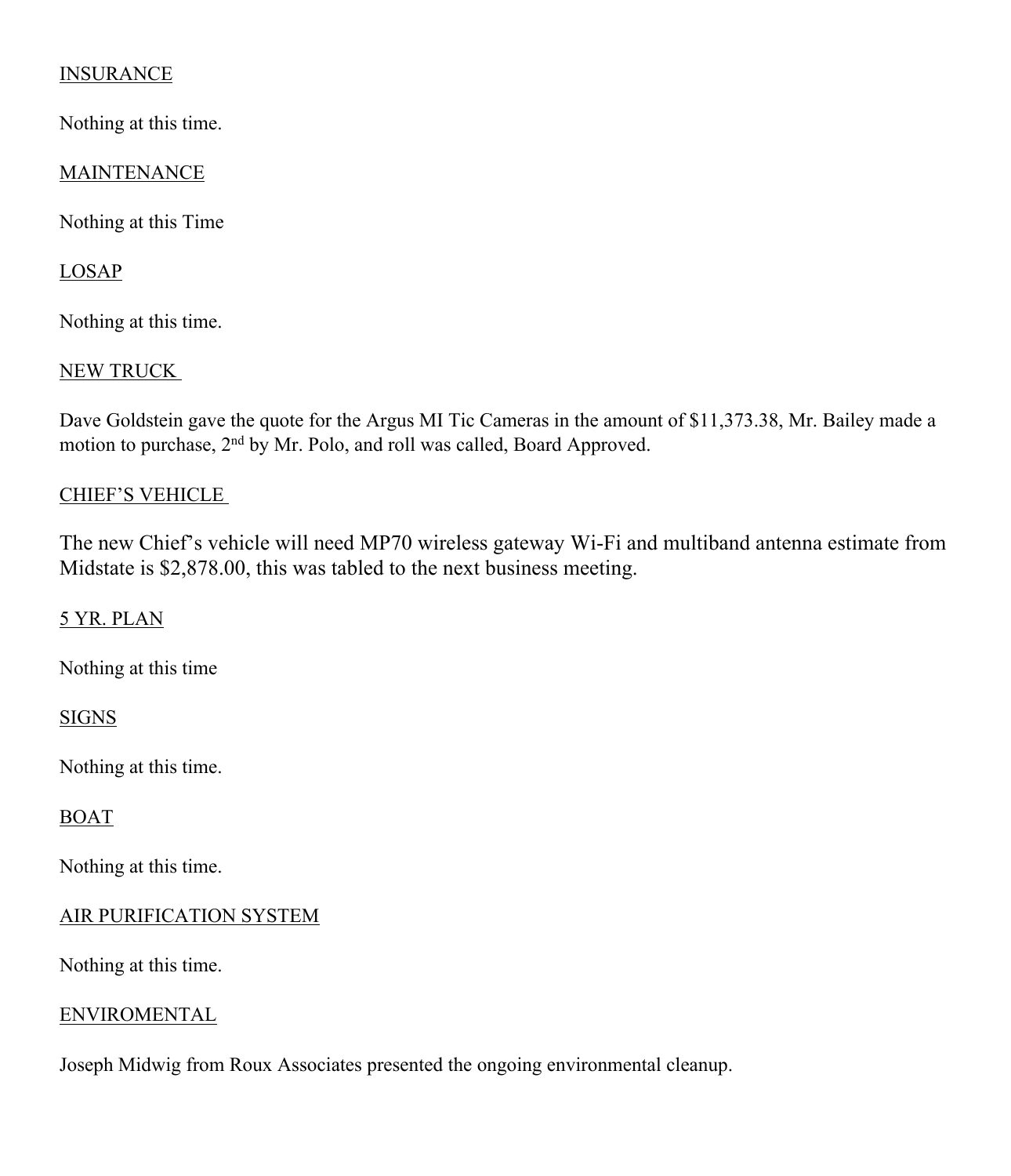INSURANCE

Nothing at this time.

MAINTENANCE

Nothing at this Time

LOSAP

Nothing at this time.

NEW TRUCK

Dave Goldstein gave the quote for the Argus MI Tic Cameras in the amount of $11,373.38, Mr. Bailey made a motion to purchase, 2nd by Mr. Polo, and roll was called, Board Approved.

CHIEF'S VEHICLE

The new Chief's vehicle will need MP70 wireless gateway Wi-Fi and multiband antenna estimate from Midstate is $2,878.00, this was tabled to the next business meeting.

5 YR. PLAN

Nothing at this time

SIGNS

Nothing at this time.

BOAT

Nothing at this time.

AIR PURIFICATION SYSTEM

Nothing at this time.

ENVIROMENTAL

Joseph Midwig from Roux Associates presented the ongoing environmental cleanup.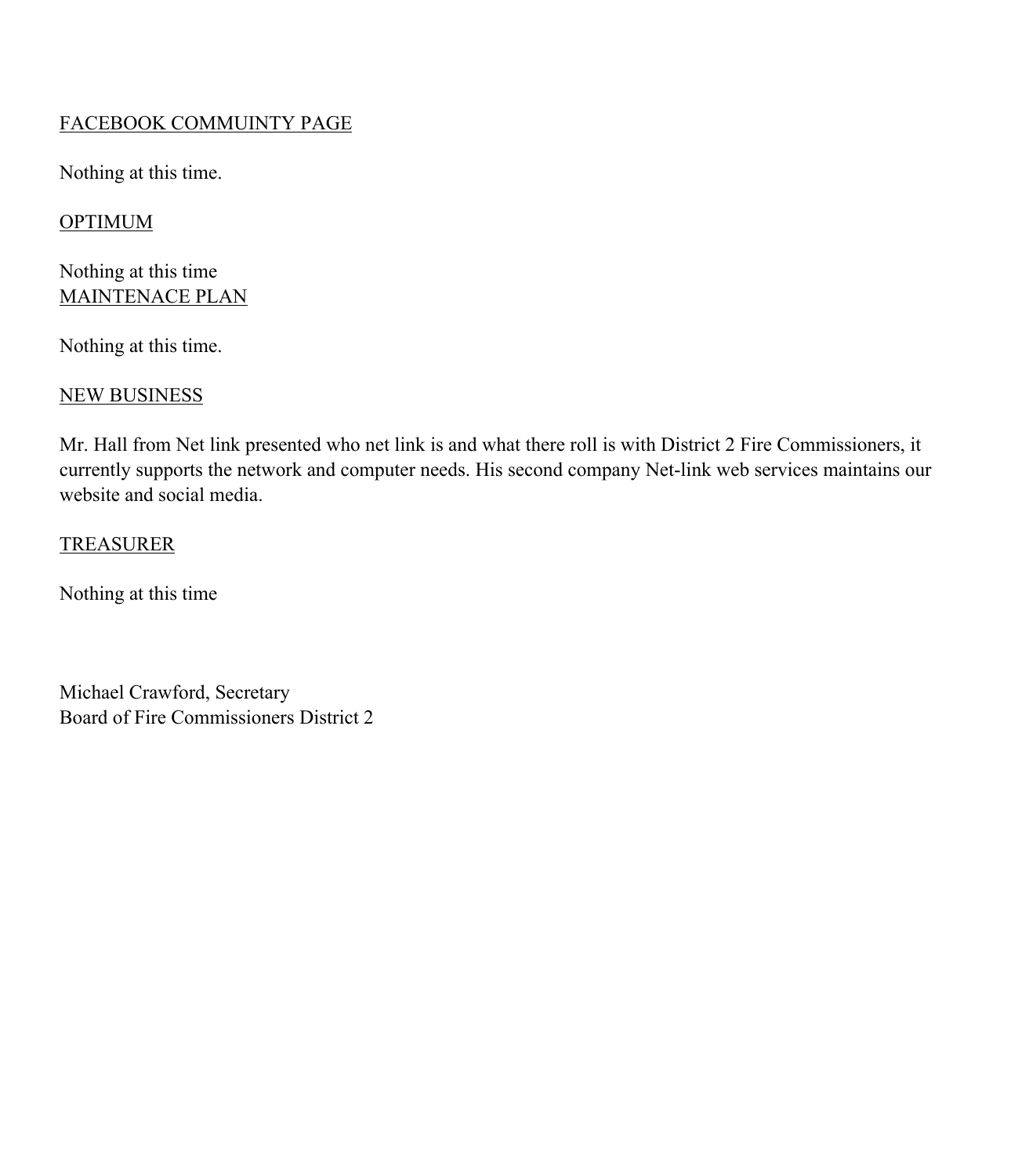<u>FACEBOOK COMMUINTY PAGE</u>

Nothing at this time.

<u>OPTIMUM</u>

Nothing at this time
<u>MAINTENACE PLAN</u>

Nothing at this time.

<u>NEW BUSINESS</u>

Mr. Hall from Net link presented who net link is and what there roll is with District 2 Fire Commissioners, it currently supports the network and computer needs. His second company Net-link web services maintains our website and social media.

<u>TREASURER</u>

Nothing at this time

Michael Crawford, Secretary
Board of Fire Commissioners District 2